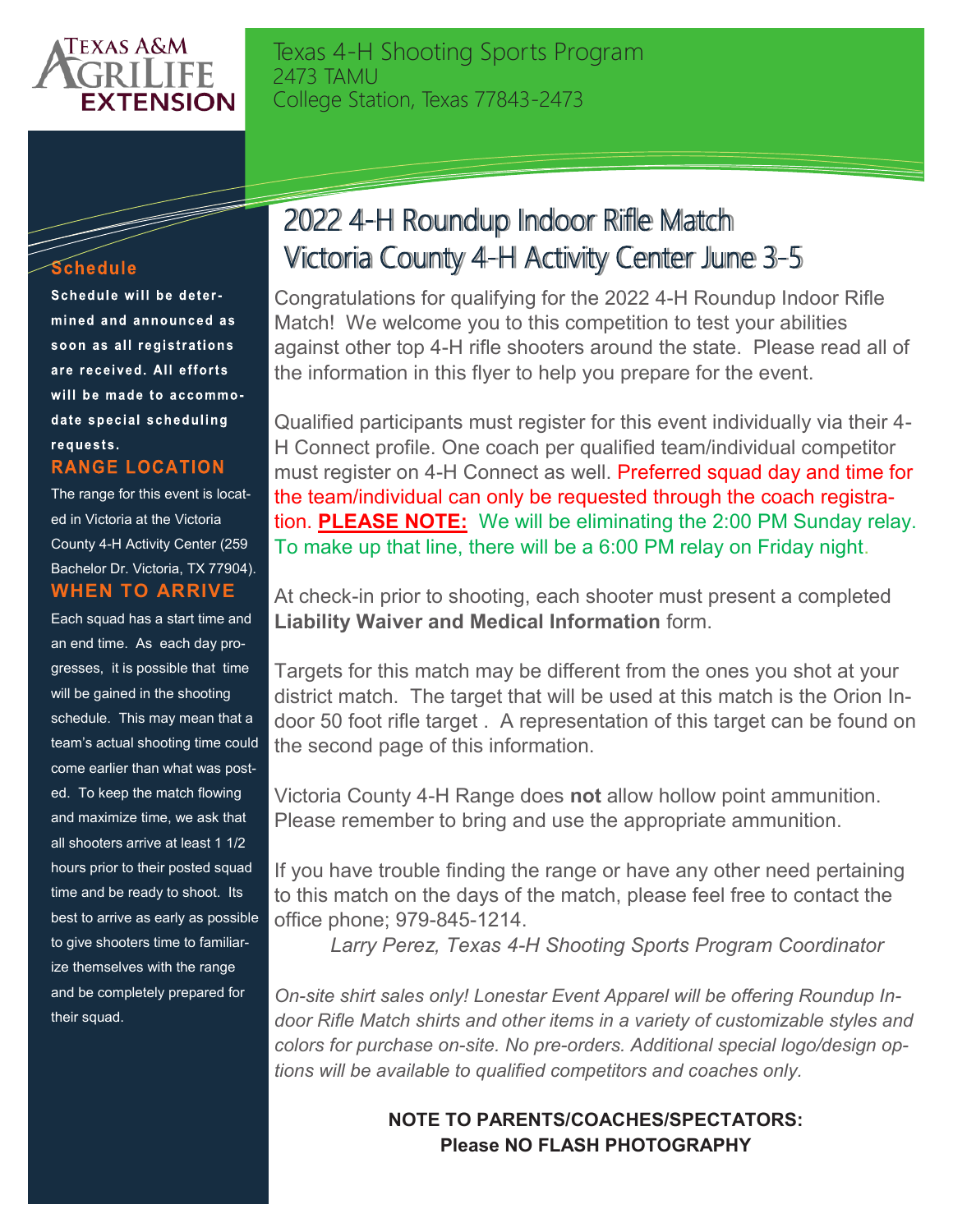Texas A&M AgriLife Extension

Texas 4-H Shooting Sports Program
2473 TAMU
College Station, Texas 77843-2473

# 2022 4-H Roundup Indoor Rifle Match Victoria County 4-H Activity Center June 3-5

Congratulations for qualifying for the 2022 4-H Roundup Indoor Rifle Match! We welcome you to this competition to test your abilities against other top 4-H rifle shooters around the state. Please read all of the information in this flyer to help you prepare for the event.

Qualified participants must register for this event individually via their 4-H Connect profile. One coach per qualified team/individual competitor must register on 4-H Connect as well. Preferred squad day and time for the team/individual can only be requested through the coach registration. **PLEASE NOTE:** We will be eliminating the 2:00 PM Sunday relay. To make up that line, there will be a 6:00 PM relay on Friday night.

At check-in prior to shooting, each shooter must present a completed **Liability Waiver and Medical Information** form.

Targets for this match may be different from the ones you shot at your district match. The target that will be used at this match is the Orion Indoor 50 foot rifle target . A representation of this target can be found on the second page of this information.

Victoria County 4-H Range does **not** allow hollow point ammunition. Please remember to bring and use the appropriate ammunition.

If you have trouble finding the range or have any other need pertaining to this match on the days of the match, please feel free to contact the office phone; 979-845-1214.

*Larry Perez, Texas 4-H Shooting Sports Program Coordinator*

*On-site shirt sales only! Lonestar Event Apparel will be offering Roundup Indoor Rifle Match shirts and other items in a variety of customizable styles and colors for purchase on-site. No pre-orders. Additional special logo/design options will be available to qualified competitors and coaches only.*

**NOTE TO PARENTS/COACHES/SPECTATORS:**
**Please NO FLASH PHOTOGRAPHY**

## Schedule

**Schedule will be determined and announced as soon as all registrations are received. All efforts will be made to accommodate special scheduling requests.**

## RANGE LOCATION

The range for this event is located in Victoria at the Victoria County 4-H Activity Center (259 Bachelor Dr. Victoria, TX 77904).

## WHEN TO ARRIVE

Each squad has a start time and an end time. As each day progresses, it is possible that time will be gained in the shooting schedule. This may mean that a team's actual shooting time could come earlier than what was posted. To keep the match flowing and maximize time, we ask that all shooters arrive at least 1 1/2 hours prior to their posted squad time and be ready to shoot. Its best to arrive as early as possible to give shooters time to familiarize themselves with the range and be completely prepared for their squad.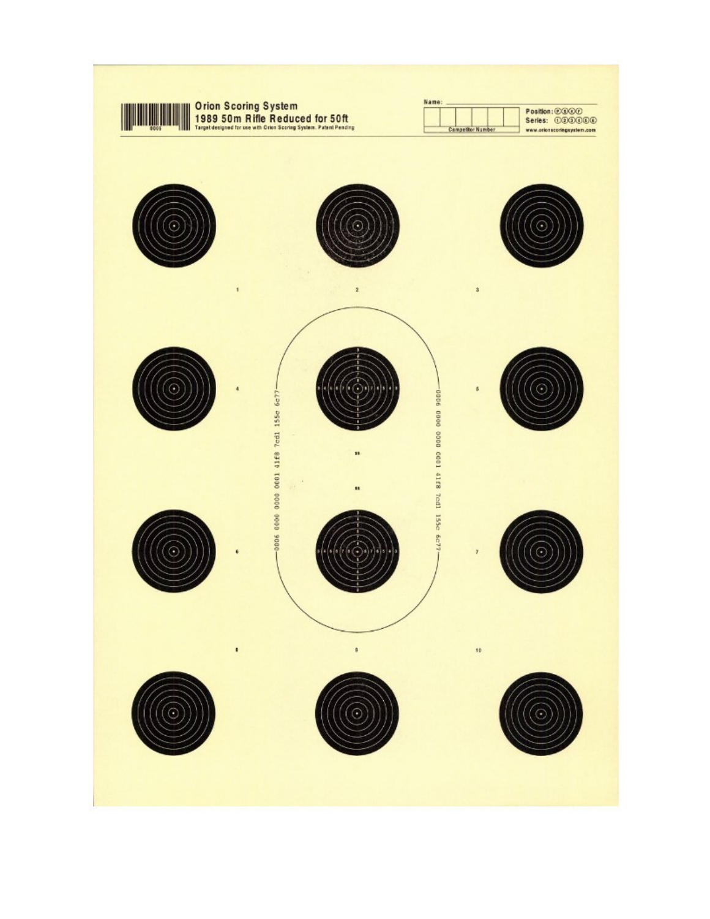0005

**Orion Scoring System**

**1989 50m Rifle Reduced for 50ft**

Target designed for use with Orion Scoring System. Patent Pending

Name: ______________________

Competitor Number

Position: P K S F

Series: 1 2 3 4 5 6

www.orionscoringsystem.com

1

2

3

4

5

0006 0000 0000 0001 41f8 7cd1 155c 6c77

0006 0000 0000 0001 41f8 7cd1 155c 6c77

6

7

8

9

10